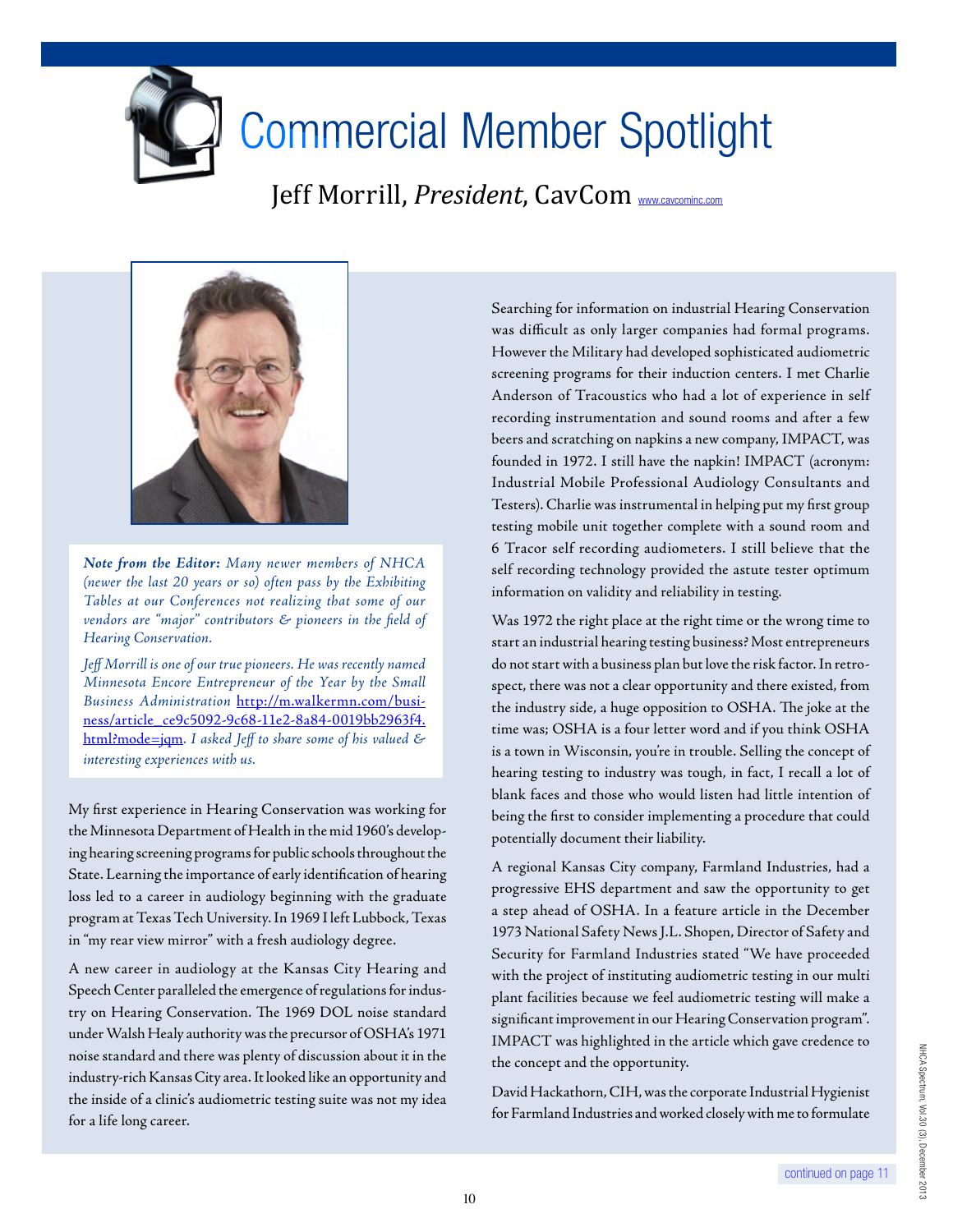# Commercial Member Spotlight

## Jeff Morrill, *President*, CavCom www.cavcominc.com

***Note from the Editor:*** *Many newer members of NHCA (newer the last 20 years or so) often pass by the Exhibiting Tables at our Conferences not realizing that some of our vendors are "major" contributors & pioneers in the field of Hearing Conservation.*

*Jeff Morrill is one of our true pioneers. He was recently named Minnesota Encore Entrepreneur of the Year by the Small Business Administration* http://m.walkermn.com/business/article_ce9c5092-9c68-11e2-8a84-0019bb2963f4.html?mode=jqm. *I asked Jeff to share some of his valued & interesting experiences with us.*

My first experience in Hearing Conservation was working for the Minnesota Department of Health in the mid 1960's developing hearing screening programs for public schools throughout the State. Learning the importance of early identification of hearing loss led to a career in audiology beginning with the graduate program at Texas Tech University. In 1969 I left Lubbock, Texas in "my rear view mirror" with a fresh audiology degree.

A new career in audiology at the Kansas City Hearing and Speech Center paralleled the emergence of regulations for industry on Hearing Conservation. The 1969 DOL noise standard under Walsh Healy authority was the precursor of OSHA's 1971 noise standard and there was plenty of discussion about it in the industry-rich Kansas City area. It looked like an opportunity and the inside of a clinic's audiometric testing suite was not my idea for a life long career.

Searching for information on industrial Hearing Conservation was difficult as only larger companies had formal programs. However the Military had developed sophisticated audiometric screening programs for their induction centers. I met Charlie Anderson of Tracoustics who had a lot of experience in self recording instrumentation and sound rooms and after a few beers and scratching on napkins a new company, IMPACT, was founded in 1972. I still have the napkin! IMPACT (acronym: Industrial Mobile Professional Audiology Consultants and Testers). Charlie was instrumental in helping put my first group testing mobile unit together complete with a sound room and 6 Tracor self recording audiometers. I still believe that the self recording technology provided the astute tester optimum information on validity and reliability in testing.

Was 1972 the right place at the right time or the wrong time to start an industrial hearing testing business? Most entrepreneurs do not start with a business plan but love the risk factor. In retrospect, there was not a clear opportunity and there existed, from the industry side, a huge opposition to OSHA. The joke at the time was; OSHA is a four letter word and if you think OSHA is a town in Wisconsin, you're in trouble. Selling the concept of hearing testing to industry was tough, in fact, I recall a lot of blank faces and those who would listen had little intention of being the first to consider implementing a procedure that could potentially document their liability.

A regional Kansas City company, Farmland Industries, had a progressive EHS department and saw the opportunity to get a step ahead of OSHA. In a feature article in the December 1973 National Safety News J.L. Shopen, Director of Safety and Security for Farmland Industries stated "We have proceeded with the project of instituting audiometric testing in our multi plant facilities because we feel audiometric testing will make a significant improvement in our Hearing Conservation program". IMPACT was highlighted in the article which gave credence to the concept and the opportunity.

David Hackathorn, CIH, was the corporate Industrial Hygienist for Farmland Industries and worked closely with me to formulate

continued on page 11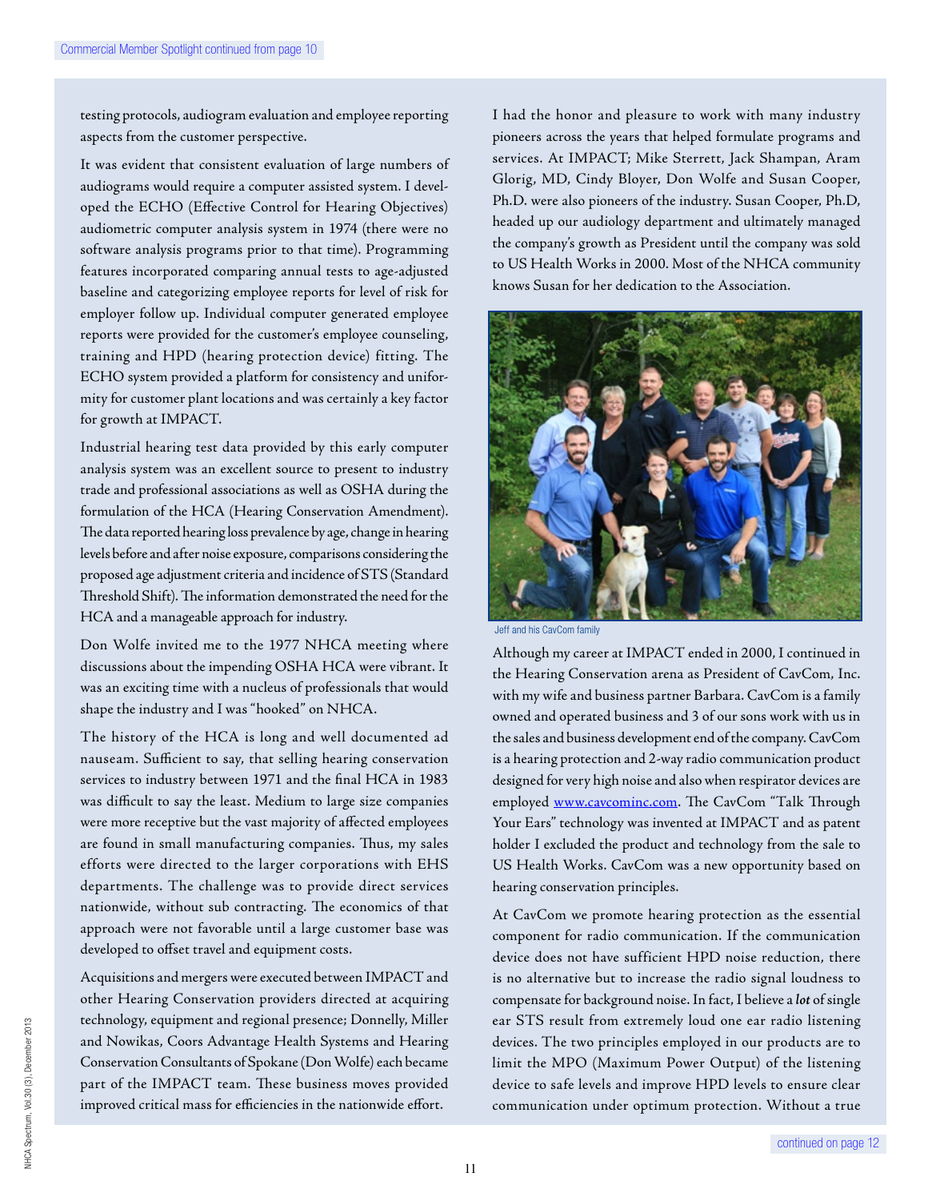Commercial Member Spotlight continued from page 10

testing protocols, audiogram evaluation and employee reporting aspects from the customer perspective.

It was evident that consistent evaluation of large numbers of audiograms would require a computer assisted system. I developed the ECHO (Effective Control for Hearing Objectives) audiometric computer analysis system in 1974 (there were no software analysis programs prior to that time). Programming features incorporated comparing annual tests to age-adjusted baseline and categorizing employee reports for level of risk for employer follow up. Individual computer generated employee reports were provided for the customer's employee counseling, training and HPD (hearing protection device) fitting. The ECHO system provided a platform for consistency and uniformity for customer plant locations and was certainly a key factor for growth at IMPACT.

Industrial hearing test data provided by this early computer analysis system was an excellent source to present to industry trade and professional associations as well as OSHA during the formulation of the HCA (Hearing Conservation Amendment). The data reported hearing loss prevalence by age, change in hearing levels before and after noise exposure, comparisons considering the proposed age adjustment criteria and incidence of STS (Standard Threshold Shift). The information demonstrated the need for the HCA and a manageable approach for industry.

Don Wolfe invited me to the 1977 NHCA meeting where discussions about the impending OSHA HCA were vibrant. It was an exciting time with a nucleus of professionals that would shape the industry and I was "hooked" on NHCA.

The history of the HCA is long and well documented ad nauseam. Sufficient to say, that selling hearing conservation services to industry between 1971 and the final HCA in 1983 was difficult to say the least. Medium to large size companies were more receptive but the vast majority of affected employees are found in small manufacturing companies. Thus, my sales efforts were directed to the larger corporations with EHS departments. The challenge was to provide direct services nationwide, without sub contracting. The economics of that approach were not favorable until a large customer base was developed to offset travel and equipment costs.

Acquisitions and mergers were executed between IMPACT and other Hearing Conservation providers directed at acquiring technology, equipment and regional presence; Donnelly, Miller and Nowikas, Coors Advantage Health Systems and Hearing Conservation Consultants of Spokane (Don Wolfe) each became part of the IMPACT team. These business moves provided improved critical mass for efficiencies in the nationwide effort.

I had the honor and pleasure to work with many industry pioneers across the years that helped formulate programs and services. At IMPACT; Mike Sterrett, Jack Shampan, Aram Glorig, MD, Cindy Bloyer, Don Wolfe and Susan Cooper, Ph.D. were also pioneers of the industry. Susan Cooper, Ph.D, headed up our audiology department and ultimately managed the company's growth as President until the company was sold to US Health Works in 2000. Most of the NHCA community knows Susan for her dedication to the Association.

Jeff and his CavCom family

Although my career at IMPACT ended in 2000, I continued in the Hearing Conservation arena as President of CavCom, Inc. with my wife and business partner Barbara. CavCom is a family owned and operated business and 3 of our sons work with us in the sales and business development end of the company. CavCom is a hearing protection and 2-way radio communication product designed for very high noise and also when respirator devices are employed www.cavcominc.com. The CavCom "Talk Through Your Ears" technology was invented at IMPACT and as patent holder I excluded the product and technology from the sale to US Health Works. CavCom was a new opportunity based on hearing conservation principles.

At CavCom we promote hearing protection as the essential component for radio communication. If the communication device does not have sufficient HPD noise reduction, there is no alternative but to increase the radio signal loudness to compensate for background noise. In fact, I believe a ***lot*** of single ear STS result from extremely loud one ear radio listening devices. The two principles employed in our products are to limit the MPO (Maximum Power Output) of the listening device to safe levels and improve HPD levels to ensure clear communication under optimum protection. Without a true

continued on page 12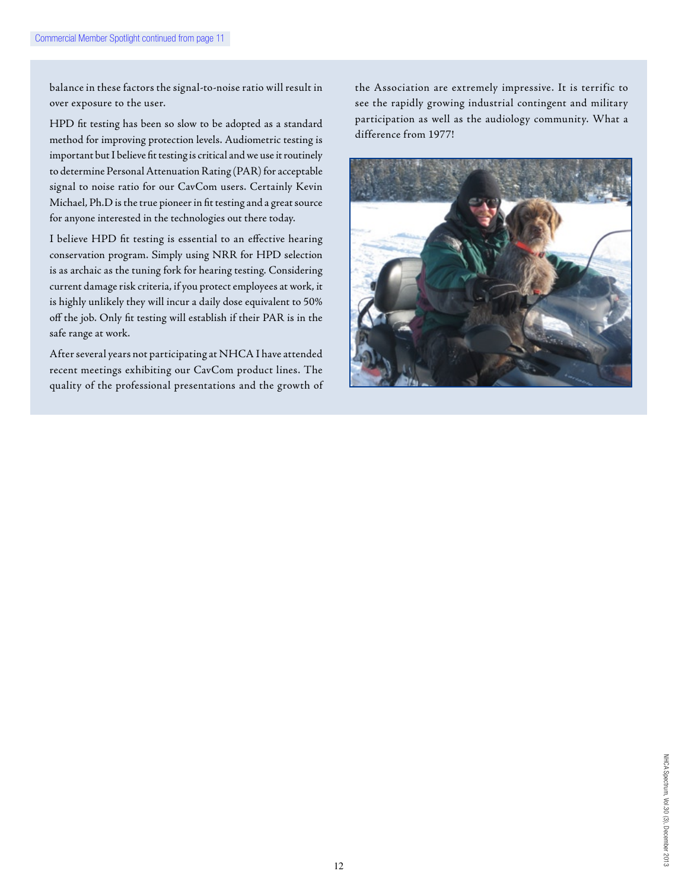Commercial Member Spotlight continued from page 11

balance in these factors the signal-to-noise ratio will result in over exposure to the user.

HPD fit testing has been so slow to be adopted as a standard method for improving protection levels. Audiometric testing is important but I believe fit testing is critical and we use it routinely to determine Personal Attenuation Rating (PAR) for acceptable signal to noise ratio for our CavCom users. Certainly Kevin Michael, Ph.D is the true pioneer in fit testing and a great source for anyone interested in the technologies out there today.

I believe HPD fit testing is essential to an effective hearing conservation program. Simply using NRR for HPD selection is as archaic as the tuning fork for hearing testing. Considering current damage risk criteria, if you protect employees at work, it is highly unlikely they will incur a daily dose equivalent to 50% off the job. Only fit testing will establish if their PAR is in the safe range at work.

After several years not participating at NHCA I have attended recent meetings exhibiting our CavCom product lines. The quality of the professional presentations and the growth of the Association are extremely impressive. It is terrific to see the rapidly growing industrial contingent and military participation as well as the audiology community. What a difference from 1977!